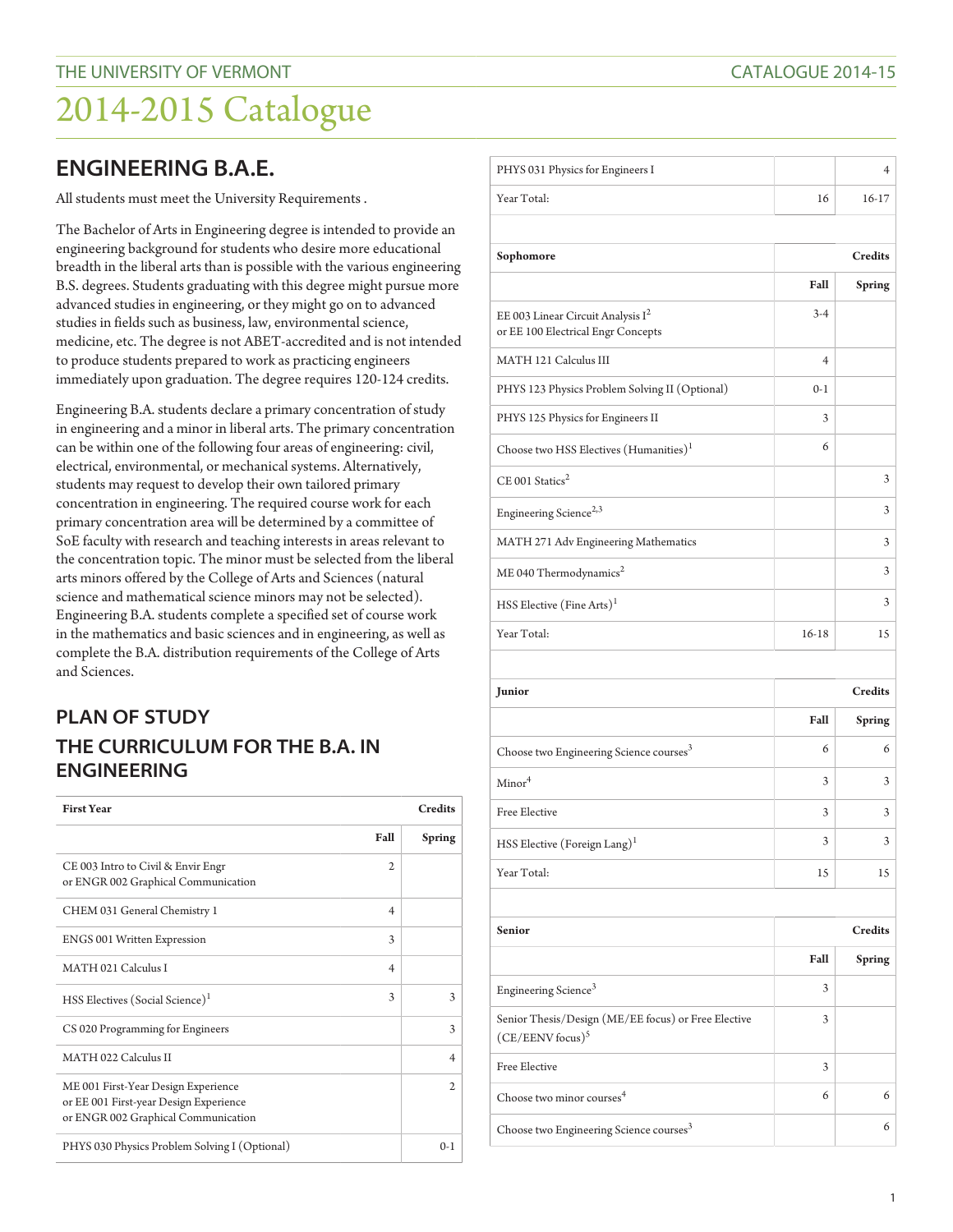## ENGINEERING B.A.E.

All students must meet the University Requirements .

The Bachelor of Arts in Engineering degree is intended to provide an engineering background for students who desire more educational breadth in the liberal arts than is possible with the various engineering B.S. degrees. Students graduating with this degree might pursue more advanced studies in engineering, or they might go on to advanced studies in fields such as business, law, environmental science, medicine, etc. The degree is not ABET-accredited and is not intended to produce students prepared to work as practicing engineers immediately upon graduation. The degree requires 120-124 credits.

Engineering B.A. students declare a primary concentration of study in engineering and a minor in liberal arts. The primary concentration can be within one of the following four areas of engineering: civil, electrical, environmental, or mechanical systems. Alternatively, students may request to develop their own tailored primary concentration in engineering. The required course work for each primary concentration area will be determined by a committee of SoE faculty with research and teaching interests in areas relevant to the concentration topic. The minor must be selected from the liberal arts minors offered by the College of Arts and Sciences (natural science and mathematical science minors may not be selected). Engineering B.A. students complete a specified set of course work in the mathematics and basic sciences and in engineering, as well as complete the B.A. distribution requirements of the College of Arts and Sciences.

## PLAN OF STUDY

## THE CURRICULUM FOR THE B.A. IN ENGINEERING

| First Year | Credits | |
|---|---|---|
| | Fall | Spring |
| CE 003 Intro to Civil & Envir Engr or ENGR 002 Graphical Communication | 2 | |
| CHEM 031 General Chemistry 1 | 4 | |
| ENGS 001 Written Expression | 3 | |
| MATH 021 Calculus I | 4 | |
| HSS Electives (Social Science)[1] | 3 | 3 |
| CS 020 Programming for Engineers | | 3 |
| MATH 022 Calculus II | | 4 |
| ME 001 First-Year Design Experience or EE 001 First-year Design Experience or ENGR 002 Graphical Communication | | 2 |
| PHYS 030 Physics Problem Solving I (Optional) | | 0-1 |
| PHYS 031 Physics for Engineers I | | 4 |
| Year Total: | 16 | 16-17 |

| Sophomore | Credits | |
|---|---|---|
| | Fall | Spring |
| EE 003 Linear Circuit Analysis I[2] or EE 100 Electrical Engr Concepts | 3-4 | |
| MATH 121 Calculus III | 4 | |
| PHYS 123 Physics Problem Solving II (Optional) | 0-1 | |
| PHYS 125 Physics for Engineers II | 3 | |
| Choose two HSS Electives (Humanities)[1] | 6 | |
| CE 001 Statics[2] | | 3 |
| Engineering Science[2,3] | | 3 |
| MATH 271 Adv Engineering Mathematics | | 3 |
| ME 040 Thermodynamics[2] | | 3 |
| HSS Elective (Fine Arts)[1] | | 3 |
| Year Total: | 16-18 | 15 |

| Junior | Credits | |
|---|---|---|
| | Fall | Spring |
| Choose two Engineering Science courses[3] | 6 | 6 |
| Minor[4] | 3 | 3 |
| Free Elective | 3 | 3 |
| HSS Elective (Foreign Lang)[1] | 3 | 3 |
| Year Total: | 15 | 15 |

| Senior | Credits | |
|---|---|---|
| | Fall | Spring |
| Engineering Science[3] | 3 | |
| Senior Thesis/Design (ME/EE focus) or Free Elective (CE/EENV focus)[5] | 3 | |
| Free Elective | 3 | |
| Choose two minor courses[4] | 6 | 6 |
| Choose two Engineering Science courses[3] | | 6 |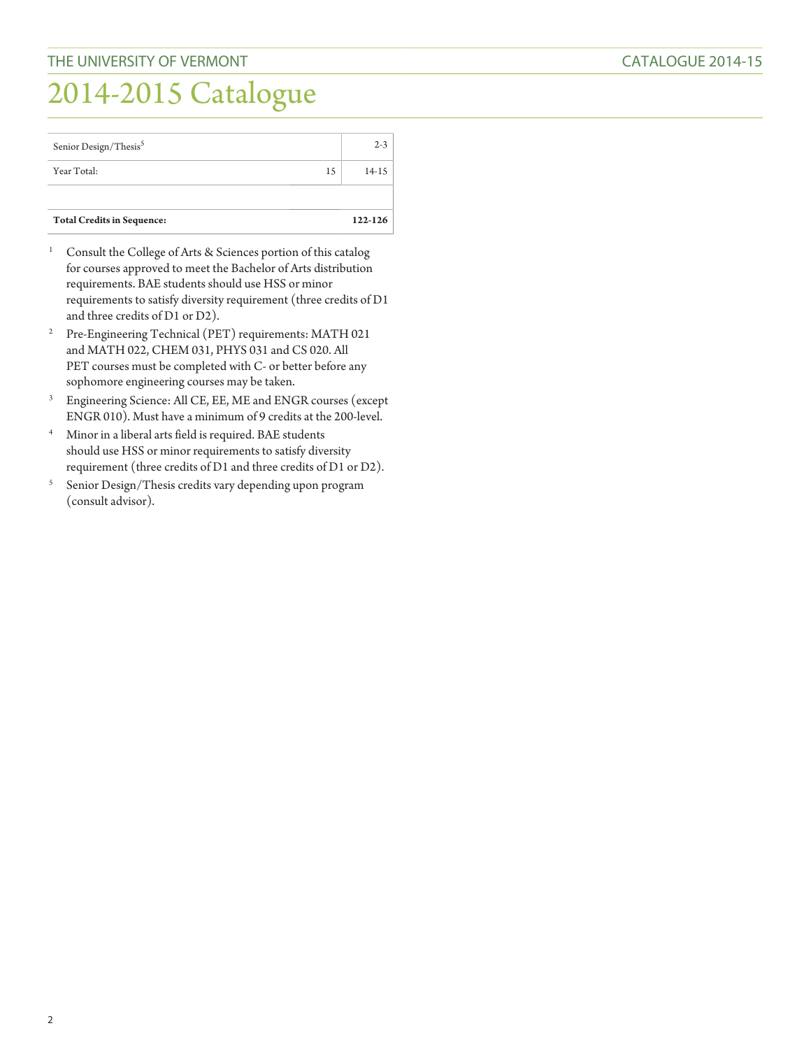| | | |
|---|---|---|
| Senior Design/Thesis[5] | | 2-3 |
| Year Total: | 15 | 14-15 |
| | | |
| **Total Credits in Sequence:** | | **122-126** |

[1] Consult the College of Arts & Sciences portion of this catalog for courses approved to meet the Bachelor of Arts distribution requirements. BAE students should use HSS or minor requirements to satisfy diversity requirement (three credits of D1 and three credits of D1 or D2).

[2] Pre-Engineering Technical (PET) requirements: MATH 021 and MATH 022, CHEM 031, PHYS 031 and CS 020. All PET courses must be completed with C- or better before any sophomore engineering courses may be taken.

[3] Engineering Science: All CE, EE, ME and ENGR courses (except ENGR 010). Must have a minimum of 9 credits at the 200-level.

[4] Minor in a liberal arts field is required. BAE students should use HSS or minor requirements to satisfy diversity requirement (three credits of D1 and three credits of D1 or D2).

[5] Senior Design/Thesis credits vary depending upon program (consult advisor).